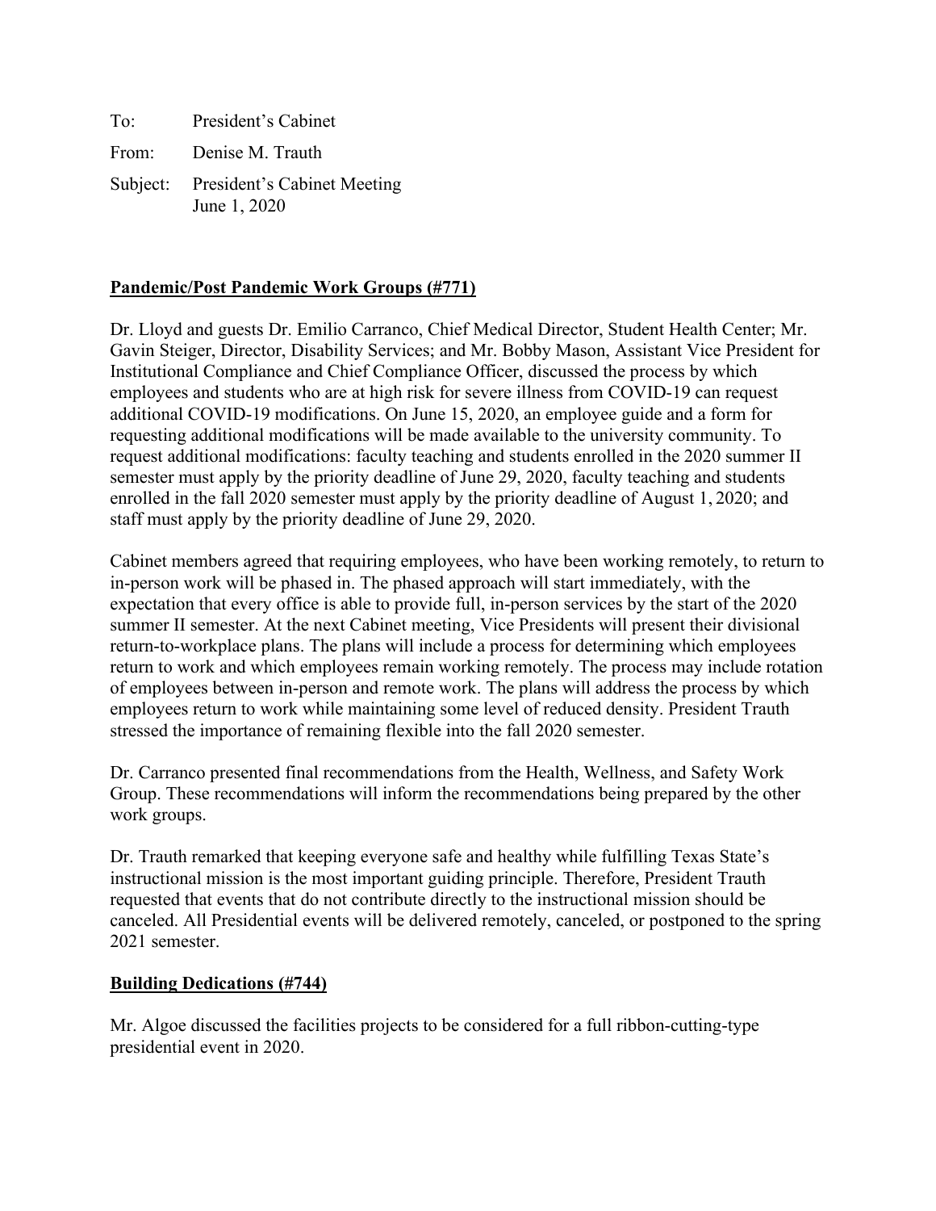To: President's Cabinet

From: Denise M. Trauth

Subject: President's Cabinet Meeting
June 1, 2020

## Pandemic/Post Pandemic Work Groups (#771)

Dr. Lloyd and guests Dr. Emilio Carranco, Chief Medical Director, Student Health Center; Mr. Gavin Steiger, Director, Disability Services; and Mr. Bobby Mason, Assistant Vice President for Institutional Compliance and Chief Compliance Officer, discussed the process by which employees and students who are at high risk for severe illness from COVID-19 can request additional COVID-19 modifications. On June 15, 2020, an employee guide and a form for requesting additional modifications will be made available to the university community. To request additional modifications: faculty teaching and students enrolled in the 2020 summer II semester must apply by the priority deadline of June 29, 2020, faculty teaching and students enrolled in the fall 2020 semester must apply by the priority deadline of August 1, 2020; and staff must apply by the priority deadline of June 29, 2020.

Cabinet members agreed that requiring employees, who have been working remotely, to return to in-person work will be phased in. The phased approach will start immediately, with the expectation that every office is able to provide full, in-person services by the start of the 2020 summer II semester. At the next Cabinet meeting, Vice Presidents will present their divisional return-to-workplace plans. The plans will include a process for determining which employees return to work and which employees remain working remotely. The process may include rotation of employees between in-person and remote work. The plans will address the process by which employees return to work while maintaining some level of reduced density. President Trauth stressed the importance of remaining flexible into the fall 2020 semester.

Dr. Carranco presented final recommendations from the Health, Wellness, and Safety Work Group. These recommendations will inform the recommendations being prepared by the other work groups.

Dr. Trauth remarked that keeping everyone safe and healthy while fulfilling Texas State's instructional mission is the most important guiding principle. Therefore, President Trauth requested that events that do not contribute directly to the instructional mission should be canceled. All Presidential events will be delivered remotely, canceled, or postponed to the spring 2021 semester.

## Building Dedications (#744)

Mr. Algoe discussed the facilities projects to be considered for a full ribbon-cutting-type presidential event in 2020.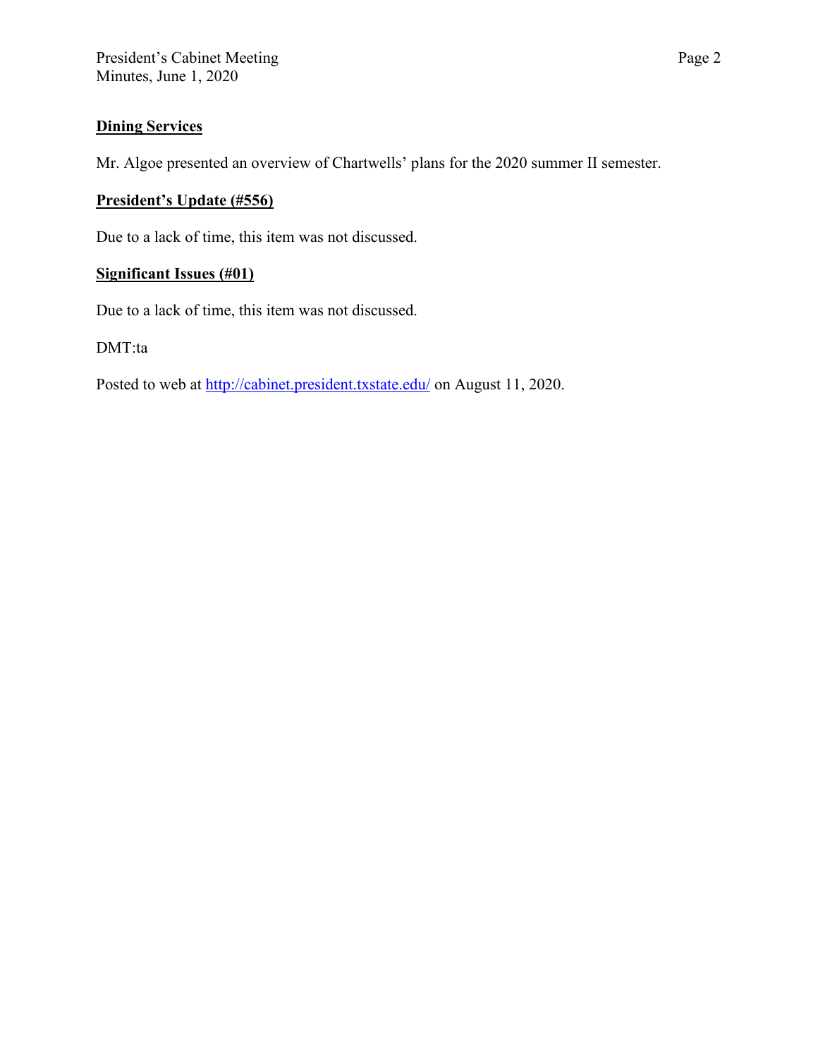**Dining Services**

Mr. Algoe presented an overview of Chartwells' plans for the 2020 summer II semester.

**President's Update (#556)**

Due to a lack of time, this item was not discussed.

**Significant Issues (#01)**

Due to a lack of time, this item was not discussed.

DMT:ta

Posted to web at [http://cabinet.president.txstate.edu/](http://cabinet.president.txstate.edu/) on August 11, 2020.